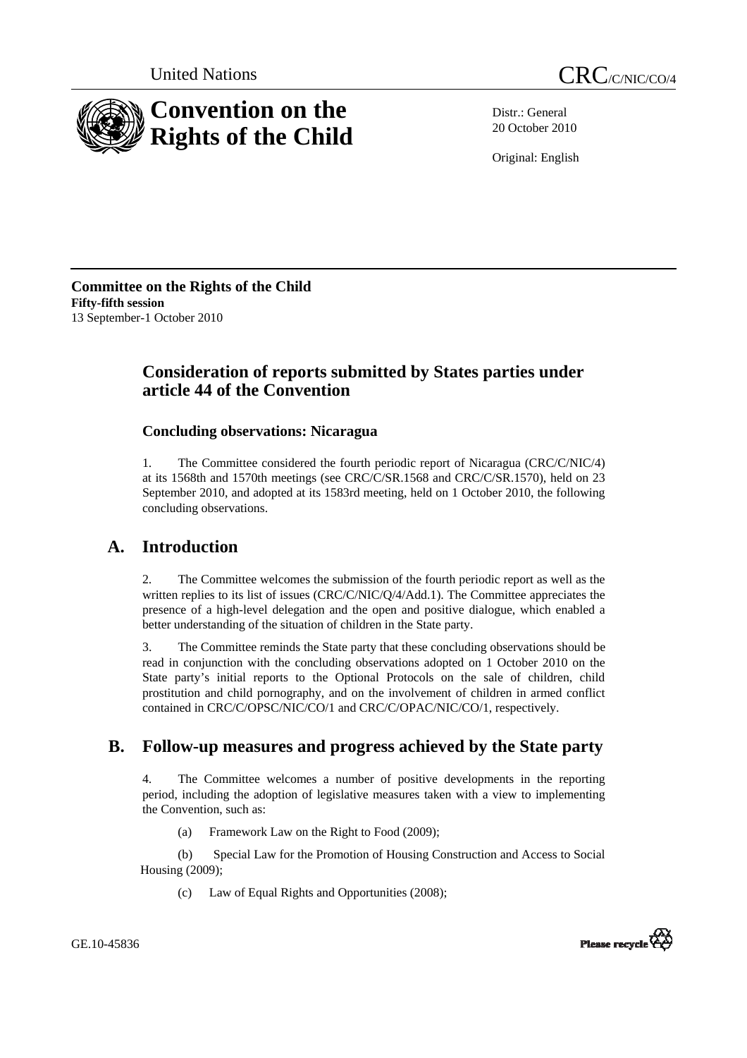United Nations

CRC/C/NIC/CO/4

# Convention on the Rights of the Child

Distr.: General
20 October 2010

Original: English

**Committee on the Rights of the Child**
**Fifty-fifth session**
13 September-1 October 2010

## Consideration of reports submitted by States parties under article 44 of the Convention

### Concluding observations: Nicaragua

1. The Committee considered the fourth periodic report of Nicaragua (CRC/C/NIC/4) at its 1568th and 1570th meetings (see CRC/C/SR.1568 and CRC/C/SR.1570), held on 23 September 2010, and adopted at its 1583rd meeting, held on 1 October 2010, the following concluding observations.

## A. Introduction

2. The Committee welcomes the submission of the fourth periodic report as well as the written replies to its list of issues (CRC/C/NIC/Q/4/Add.1). The Committee appreciates the presence of a high-level delegation and the open and positive dialogue, which enabled a better understanding of the situation of children in the State party.

3. The Committee reminds the State party that these concluding observations should be read in conjunction with the concluding observations adopted on 1 October 2010 on the State party's initial reports to the Optional Protocols on the sale of children, child prostitution and child pornography, and on the involvement of children in armed conflict contained in CRC/C/OPSC/NIC/CO/1 and CRC/C/OPAC/NIC/CO/1, respectively.

## B. Follow-up measures and progress achieved by the State party

4. The Committee welcomes a number of positive developments in the reporting period, including the adoption of legislative measures taken with a view to implementing the Convention, such as:

(a) Framework Law on the Right to Food (2009);

(b) Special Law for the Promotion of Housing Construction and Access to Social Housing (2009);

(c) Law of Equal Rights and Opportunities (2008);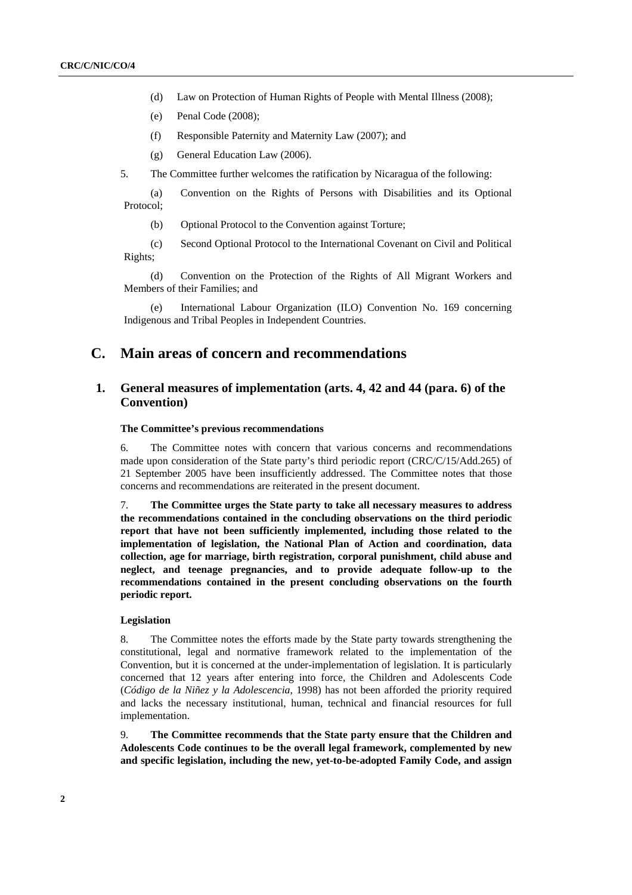(d) Law on Protection of Human Rights of People with Mental Illness (2008);

(e) Penal Code (2008);

(f) Responsible Paternity and Maternity Law (2007); and

(g) General Education Law (2006).

5. The Committee further welcomes the ratification by Nicaragua of the following:

(a) Convention on the Rights of Persons with Disabilities and its Optional Protocol;

(b) Optional Protocol to the Convention against Torture;

(c) Second Optional Protocol to the International Covenant on Civil and Political Rights;

(d) Convention on the Protection of the Rights of All Migrant Workers and Members of their Families; and

(e) International Labour Organization (ILO) Convention No. 169 concerning Indigenous and Tribal Peoples in Independent Countries.

## C. Main areas of concern and recommendations

### 1. General measures of implementation (arts. 4, 42 and 44 (para. 6) of the Convention)

#### The Committee's previous recommendations

6. The Committee notes with concern that various concerns and recommendations made upon consideration of the State party's third periodic report (CRC/C/15/Add.265) of 21 September 2005 have been insufficiently addressed. The Committee notes that those concerns and recommendations are reiterated in the present document.

7. **The Committee urges the State party to take all necessary measures to address the recommendations contained in the concluding observations on the third periodic report that have not been sufficiently implemented, including those related to the implementation of legislation, the National Plan of Action and coordination, data collection, age for marriage, birth registration, corporal punishment, child abuse and neglect, and teenage pregnancies, and to provide adequate follow-up to the recommendations contained in the present concluding observations on the fourth periodic report.**

#### Legislation

8. The Committee notes the efforts made by the State party towards strengthening the constitutional, legal and normative framework related to the implementation of the Convention, but it is concerned at the under-implementation of legislation. It is particularly concerned that 12 years after entering into force, the Children and Adolescents Code (*Código de la Niñez y la Adolescencia*, 1998) has not been afforded the priority required and lacks the necessary institutional, human, technical and financial resources for full implementation.

9. **The Committee recommends that the State party ensure that the Children and Adolescents Code continues to be the overall legal framework, complemented by new and specific legislation, including the new, yet-to-be-adopted Family Code, and assign**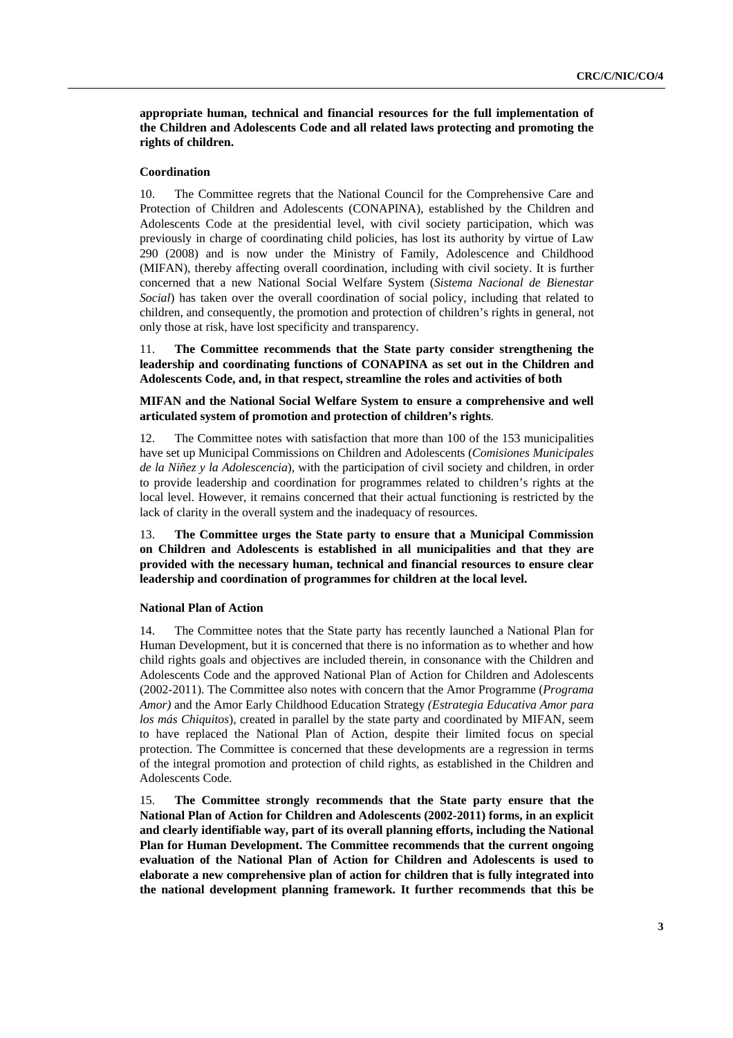**appropriate human, technical and financial resources for the full implementation of the Children and Adolescents Code and all related laws protecting and promoting the rights of children.**

### Coordination

10. The Committee regrets that the National Council for the Comprehensive Care and Protection of Children and Adolescents (CONAPINA), established by the Children and Adolescents Code at the presidential level, with civil society participation, which was previously in charge of coordinating child policies, has lost its authority by virtue of Law 290 (2008) and is now under the Ministry of Family, Adolescence and Childhood (MIFAN), thereby affecting overall coordination, including with civil society. It is further concerned that a new National Social Welfare System (*Sistema Nacional de Bienestar Social*) has taken over the overall coordination of social policy, including that related to children, and consequently, the promotion and protection of children's rights in general, not only those at risk, have lost specificity and transparency.

11. **The Committee recommends that the State party consider strengthening the leadership and coordinating functions of CONAPINA as set out in the Children and Adolescents Code, and, in that respect, streamline the roles and activities of both MIFAN and the National Social Welfare System to ensure a comprehensive and well articulated system of promotion and protection of children's rights**.

12. The Committee notes with satisfaction that more than 100 of the 153 municipalities have set up Municipal Commissions on Children and Adolescents (*Comisiones Municipales de la Niñez y la Adolescencia*), with the participation of civil society and children, in order to provide leadership and coordination for programmes related to children's rights at the local level. However, it remains concerned that their actual functioning is restricted by the lack of clarity in the overall system and the inadequacy of resources.

13. **The Committee urges the State party to ensure that a Municipal Commission on Children and Adolescents is established in all municipalities and that they are provided with the necessary human, technical and financial resources to ensure clear leadership and coordination of programmes for children at the local level.**

### National Plan of Action

14. The Committee notes that the State party has recently launched a National Plan for Human Development, but it is concerned that there is no information as to whether and how child rights goals and objectives are included therein, in consonance with the Children and Adolescents Code and the approved National Plan of Action for Children and Adolescents (2002-2011). The Committee also notes with concern that the Amor Programme (*Programa Amor)* and the Amor Early Childhood Education Strategy *(Estrategia Educativa Amor para los más Chiquitos*), created in parallel by the state party and coordinated by MIFAN, seem to have replaced the National Plan of Action, despite their limited focus on special protection. The Committee is concerned that these developments are a regression in terms of the integral promotion and protection of child rights, as established in the Children and Adolescents Code.

15. **The Committee strongly recommends that the State party ensure that the National Plan of Action for Children and Adolescents (2002-2011) forms, in an explicit and clearly identifiable way, part of its overall planning efforts, including the National Plan for Human Development. The Committee recommends that the current ongoing evaluation of the National Plan of Action for Children and Adolescents is used to elaborate a new comprehensive plan of action for children that is fully integrated into the national development planning framework. It further recommends that this be**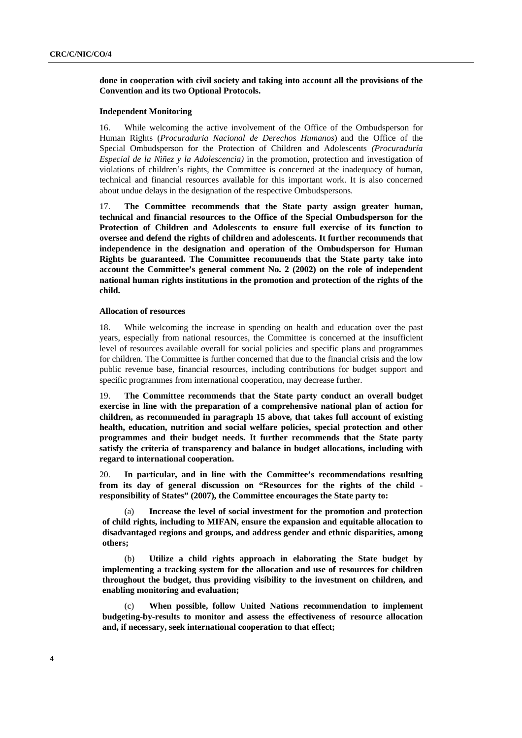**done in cooperation with civil society and taking into account all the provisions of the Convention and its two Optional Protocols.**

#### Independent Monitoring

16. While welcoming the active involvement of the Office of the Ombudsperson for Human Rights (*Procuraduria Nacional de Derechos Humanos*) and the Office of the Special Ombudsperson for the Protection of Children and Adolescents *(Procuraduría Especial de la Niñez y la Adolescencia)* in the promotion, protection and investigation of violations of children's rights, the Committee is concerned at the inadequacy of human, technical and financial resources available for this important work. It is also concerned about undue delays in the designation of the respective Ombudspersons.

17. **The Committee recommends that the State party assign greater human, technical and financial resources to the Office of the Special Ombudsperson for the Protection of Children and Adolescents to ensure full exercise of its function to oversee and defend the rights of children and adolescents. It further recommends that independence in the designation and operation of the Ombudsperson for Human Rights be guaranteed. The Committee recommends that the State party take into account the Committee's general comment No. 2 (2002) on the role of independent national human rights institutions in the promotion and protection of the rights of the child.**

#### Allocation of resources

18. While welcoming the increase in spending on health and education over the past years, especially from national resources, the Committee is concerned at the insufficient level of resources available overall for social policies and specific plans and programmes for children. The Committee is further concerned that due to the financial crisis and the low public revenue base, financial resources, including contributions for budget support and specific programmes from international cooperation, may decrease further.

19. **The Committee recommends that the State party conduct an overall budget exercise in line with the preparation of a comprehensive national plan of action for children, as recommended in paragraph 15 above, that takes full account of existing health, education, nutrition and social welfare policies, special protection and other programmes and their budget needs. It further recommends that the State party satisfy the criteria of transparency and balance in budget allocations, including with regard to international cooperation.**

20. **In particular, and in line with the Committee's recommendations resulting from its day of general discussion on "Resources for the rights of the child - responsibility of States" (2007), the Committee encourages the State party to:**

(a) **Increase the level of social investment for the promotion and protection of child rights, including to MIFAN, ensure the expansion and equitable allocation to disadvantaged regions and groups, and address gender and ethnic disparities, among others;**

(b) **Utilize a child rights approach in elaborating the State budget by implementing a tracking system for the allocation and use of resources for children throughout the budget, thus providing visibility to the investment on children, and enabling monitoring and evaluation;**

(c) **When possible, follow United Nations recommendation to implement budgeting-by-results to monitor and assess the effectiveness of resource allocation and, if necessary, seek international cooperation to that effect;**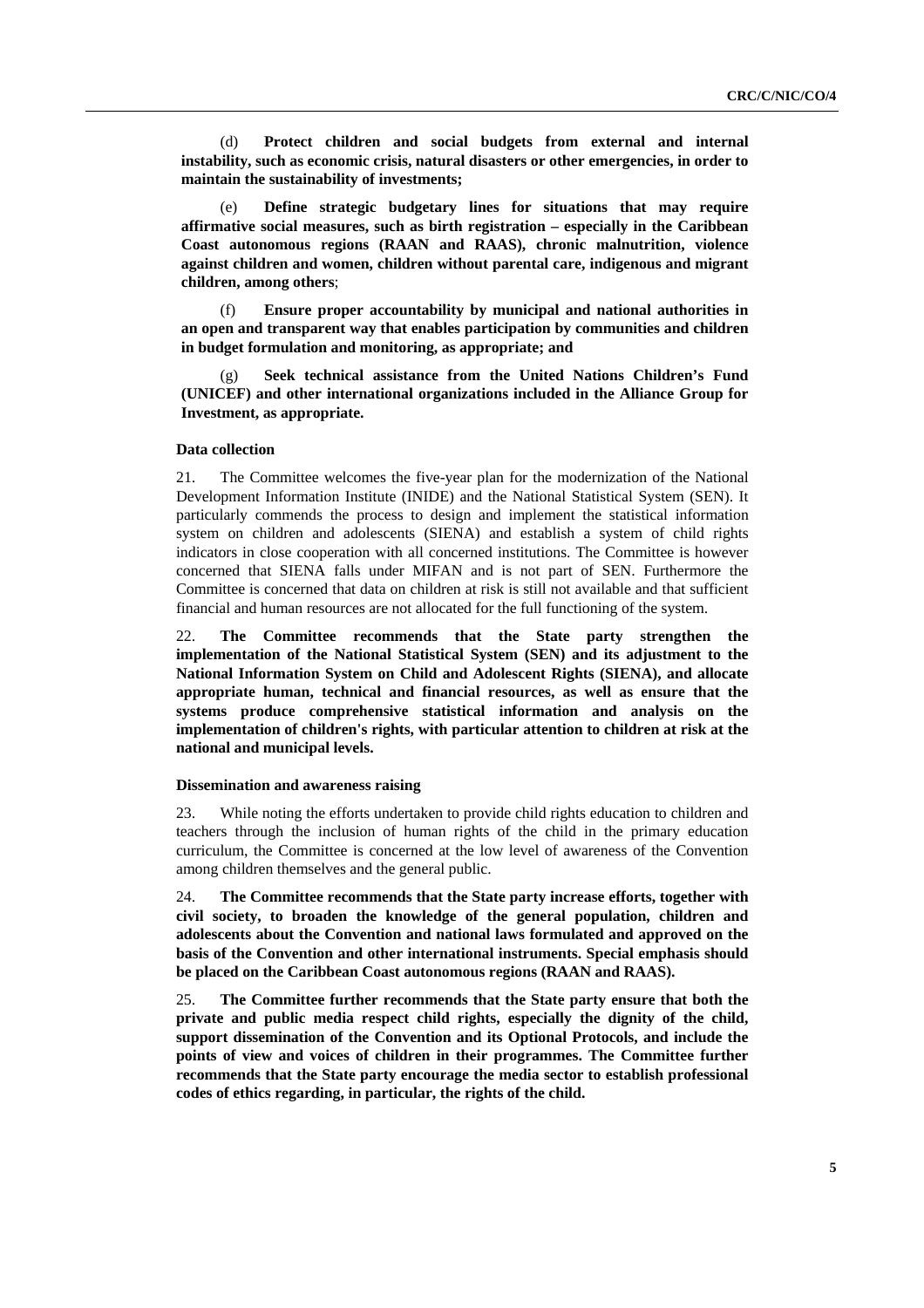(d) **Protect children and social budgets from external and internal instability, such as economic crisis, natural disasters or other emergencies, in order to maintain the sustainability of investments;**

(e) **Define strategic budgetary lines for situations that may require affirmative social measures, such as birth registration – especially in the Caribbean Coast autonomous regions (RAAN and RAAS), chronic malnutrition, violence against children and women, children without parental care, indigenous and migrant children, among others**;

(f) **Ensure proper accountability by municipal and national authorities in an open and transparent way that enables participation by communities and children in budget formulation and monitoring, as appropriate; and**

(g) **Seek technical assistance from the United Nations Children's Fund (UNICEF) and other international organizations included in the Alliance Group for Investment, as appropriate.**

#### Data collection

21. The Committee welcomes the five-year plan for the modernization of the National Development Information Institute (INIDE) and the National Statistical System (SEN). It particularly commends the process to design and implement the statistical information system on children and adolescents (SIENA) and establish a system of child rights indicators in close cooperation with all concerned institutions. The Committee is however concerned that SIENA falls under MIFAN and is not part of SEN. Furthermore the Committee is concerned that data on children at risk is still not available and that sufficient financial and human resources are not allocated for the full functioning of the system.

22. **The Committee recommends that the State party strengthen the implementation of the National Statistical System (SEN) and its adjustment to the National Information System on Child and Adolescent Rights (SIENA), and allocate appropriate human, technical and financial resources, as well as ensure that the systems produce comprehensive statistical information and analysis on the implementation of children's rights, with particular attention to children at risk at the national and municipal levels.**

#### Dissemination and awareness raising

23. While noting the efforts undertaken to provide child rights education to children and teachers through the inclusion of human rights of the child in the primary education curriculum, the Committee is concerned at the low level of awareness of the Convention among children themselves and the general public.

24. **The Committee recommends that the State party increase efforts, together with civil society, to broaden the knowledge of the general population, children and adolescents about the Convention and national laws formulated and approved on the basis of the Convention and other international instruments. Special emphasis should be placed on the Caribbean Coast autonomous regions (RAAN and RAAS).**

25. **The Committee further recommends that the State party ensure that both the private and public media respect child rights, especially the dignity of the child, support dissemination of the Convention and its Optional Protocols, and include the points of view and voices of children in their programmes. The Committee further recommends that the State party encourage the media sector to establish professional codes of ethics regarding, in particular, the rights of the child.**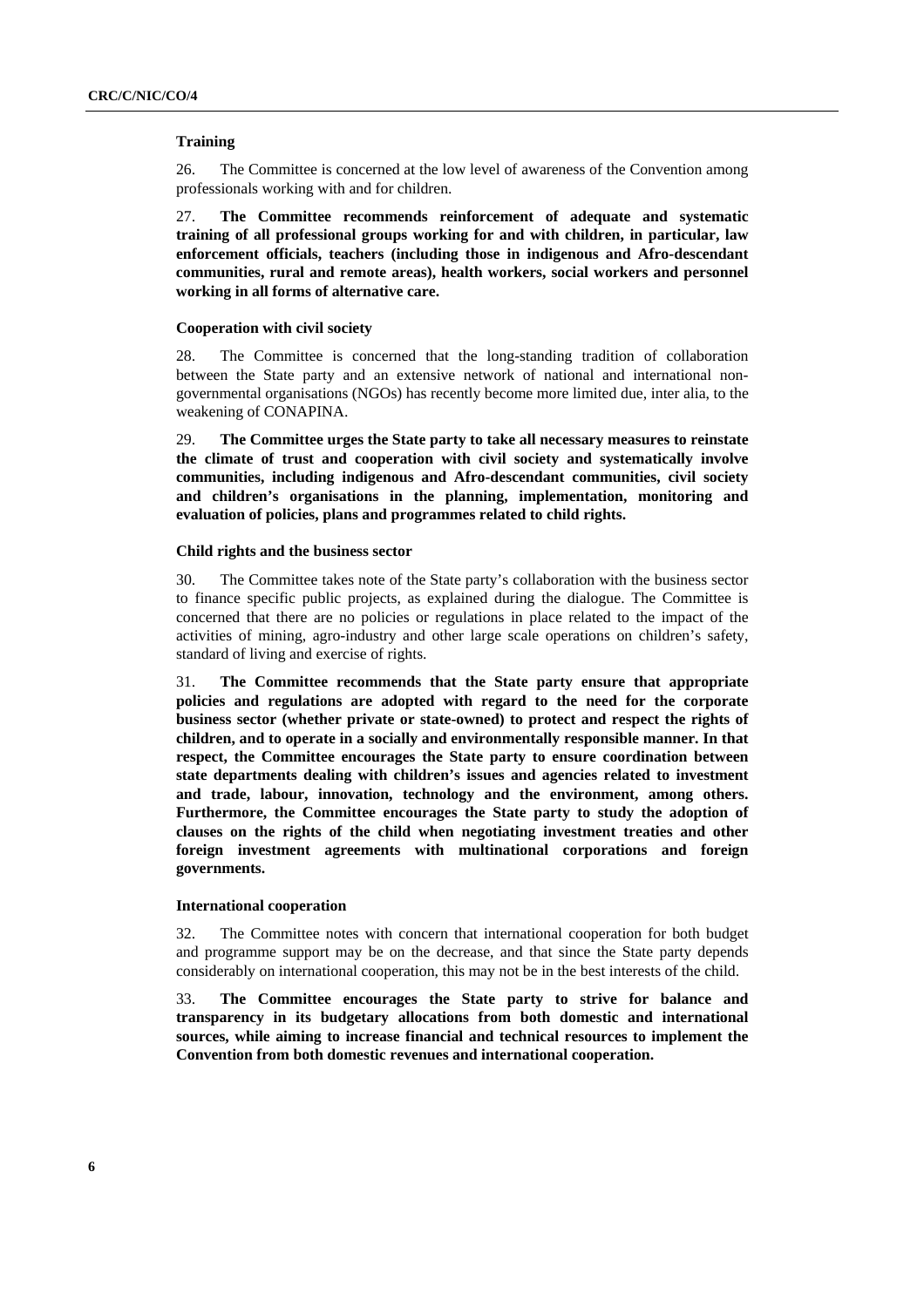### Training

26. The Committee is concerned at the low level of awareness of the Convention among professionals working with and for children.

27. **The Committee recommends reinforcement of adequate and systematic training of all professional groups working for and with children, in particular, law enforcement officials, teachers (including those in indigenous and Afro-descendant communities, rural and remote areas), health workers, social workers and personnel working in all forms of alternative care.**

### Cooperation with civil society

28. The Committee is concerned that the long-standing tradition of collaboration between the State party and an extensive network of national and international non-governmental organisations (NGOs) has recently become more limited due, inter alia, to the weakening of CONAPINA.

29. **The Committee urges the State party to take all necessary measures to reinstate the climate of trust and cooperation with civil society and systematically involve communities, including indigenous and Afro-descendant communities, civil society and children's organisations in the planning, implementation, monitoring and evaluation of policies, plans and programmes related to child rights.**

### Child rights and the business sector

30. The Committee takes note of the State party's collaboration with the business sector to finance specific public projects, as explained during the dialogue. The Committee is concerned that there are no policies or regulations in place related to the impact of the activities of mining, agro-industry and other large scale operations on children's safety, standard of living and exercise of rights.

31. **The Committee recommends that the State party ensure that appropriate policies and regulations are adopted with regard to the need for the corporate business sector (whether private or state-owned) to protect and respect the rights of children, and to operate in a socially and environmentally responsible manner. In that respect, the Committee encourages the State party to ensure coordination between state departments dealing with children's issues and agencies related to investment and trade, labour, innovation, technology and the environment, among others. Furthermore, the Committee encourages the State party to study the adoption of clauses on the rights of the child when negotiating investment treaties and other foreign investment agreements with multinational corporations and foreign governments.**

### International cooperation

32. The Committee notes with concern that international cooperation for both budget and programme support may be on the decrease, and that since the State party depends considerably on international cooperation, this may not be in the best interests of the child.

33. **The Committee encourages the State party to strive for balance and transparency in its budgetary allocations from both domestic and international sources, while aiming to increase financial and technical resources to implement the Convention from both domestic revenues and international cooperation.**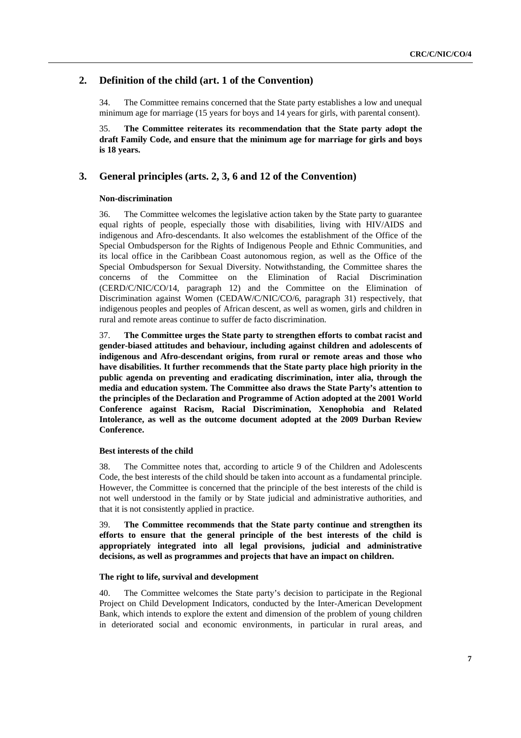## 2. Definition of the child (art. 1 of the Convention)

34. The Committee remains concerned that the State party establishes a low and unequal minimum age for marriage (15 years for boys and 14 years for girls, with parental consent).

35. **The Committee reiterates its recommendation that the State party adopt the draft Family Code, and ensure that the minimum age for marriage for girls and boys is 18 years.**

## 3. General principles (arts. 2, 3, 6 and 12 of the Convention)

#### Non-discrimination

36. The Committee welcomes the legislative action taken by the State party to guarantee equal rights of people, especially those with disabilities, living with HIV/AIDS and indigenous and Afro-descendants. It also welcomes the establishment of the Office of the Special Ombudsperson for the Rights of Indigenous People and Ethnic Communities, and its local office in the Caribbean Coast autonomous region, as well as the Office of the Special Ombudsperson for Sexual Diversity. Notwithstanding, the Committee shares the concerns of the Committee on the Elimination of Racial Discrimination (CERD/C/NIC/CO/14, paragraph 12) and the Committee on the Elimination of Discrimination against Women (CEDAW/C/NIC/CO/6, paragraph 31) respectively, that indigenous peoples and peoples of African descent, as well as women, girls and children in rural and remote areas continue to suffer de facto discrimination.

37. **The Committee urges the State party to strengthen efforts to combat racist and gender-biased attitudes and behaviour, including against children and adolescents of indigenous and Afro-descendant origins, from rural or remote areas and those who have disabilities. It further recommends that the State party place high priority in the public agenda on preventing and eradicating discrimination, inter alia, through the media and education system. The Committee also draws the State Party's attention to the principles of the Declaration and Programme of Action adopted at the 2001 World Conference against Racism, Racial Discrimination, Xenophobia and Related Intolerance, as well as the outcome document adopted at the 2009 Durban Review Conference.**

#### Best interests of the child

38. The Committee notes that, according to article 9 of the Children and Adolescents Code, the best interests of the child should be taken into account as a fundamental principle. However, the Committee is concerned that the principle of the best interests of the child is not well understood in the family or by State judicial and administrative authorities, and that it is not consistently applied in practice.

39. **The Committee recommends that the State party continue and strengthen its efforts to ensure that the general principle of the best interests of the child is appropriately integrated into all legal provisions, judicial and administrative decisions, as well as programmes and projects that have an impact on children.**

#### The right to life, survival and development

40. The Committee welcomes the State party's decision to participate in the Regional Project on Child Development Indicators, conducted by the Inter-American Development Bank, which intends to explore the extent and dimension of the problem of young children in deteriorated social and economic environments, in particular in rural areas, and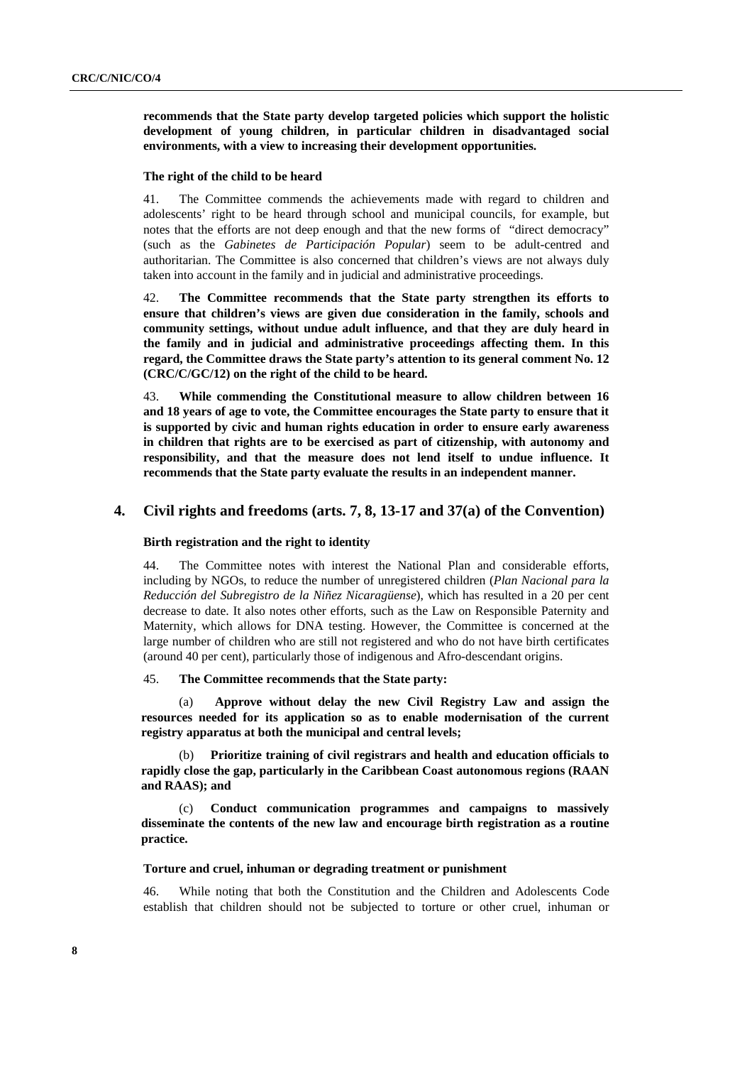**recommends that the State party develop targeted policies which support the holistic development of young children, in particular children in disadvantaged social environments, with a view to increasing their development opportunities.**

#### The right of the child to be heard

41. The Committee commends the achievements made with regard to children and adolescents' right to be heard through school and municipal councils, for example, but notes that the efforts are not deep enough and that the new forms of "direct democracy" (such as the *Gabinetes de Participación Popular*) seem to be adult-centred and authoritarian. The Committee is also concerned that children's views are not always duly taken into account in the family and in judicial and administrative proceedings.

42. **The Committee recommends that the State party strengthen its efforts to ensure that children's views are given due consideration in the family, schools and community settings, without undue adult influence, and that they are duly heard in the family and in judicial and administrative proceedings affecting them. In this regard, the Committee draws the State party's attention to its general comment No. 12 (CRC/C/GC/12) on the right of the child to be heard.**

43. **While commending the Constitutional measure to allow children between 16 and 18 years of age to vote, the Committee encourages the State party to ensure that it is supported by civic and human rights education in order to ensure early awareness in children that rights are to be exercised as part of citizenship, with autonomy and responsibility, and that the measure does not lend itself to undue influence. It recommends that the State party evaluate the results in an independent manner.**

## 4. Civil rights and freedoms (arts. 7, 8, 13-17 and 37(a) of the Convention)

#### Birth registration and the right to identity

44. The Committee notes with interest the National Plan and considerable efforts, including by NGOs, to reduce the number of unregistered children (*Plan Nacional para la Reducción del Subregistro de la Niñez Nicaragüense*), which has resulted in a 20 per cent decrease to date. It also notes other efforts, such as the Law on Responsible Paternity and Maternity, which allows for DNA testing. However, the Committee is concerned at the large number of children who are still not registered and who do not have birth certificates (around 40 per cent), particularly those of indigenous and Afro-descendant origins.

45. **The Committee recommends that the State party:**

(a) **Approve without delay the new Civil Registry Law and assign the resources needed for its application so as to enable modernisation of the current registry apparatus at both the municipal and central levels;**

(b) **Prioritize training of civil registrars and health and education officials to rapidly close the gap, particularly in the Caribbean Coast autonomous regions (RAAN and RAAS); and**

(c) **Conduct communication programmes and campaigns to massively disseminate the contents of the new law and encourage birth registration as a routine practice.**

#### Torture and cruel, inhuman or degrading treatment or punishment

46. While noting that both the Constitution and the Children and Adolescents Code establish that children should not be subjected to torture or other cruel, inhuman or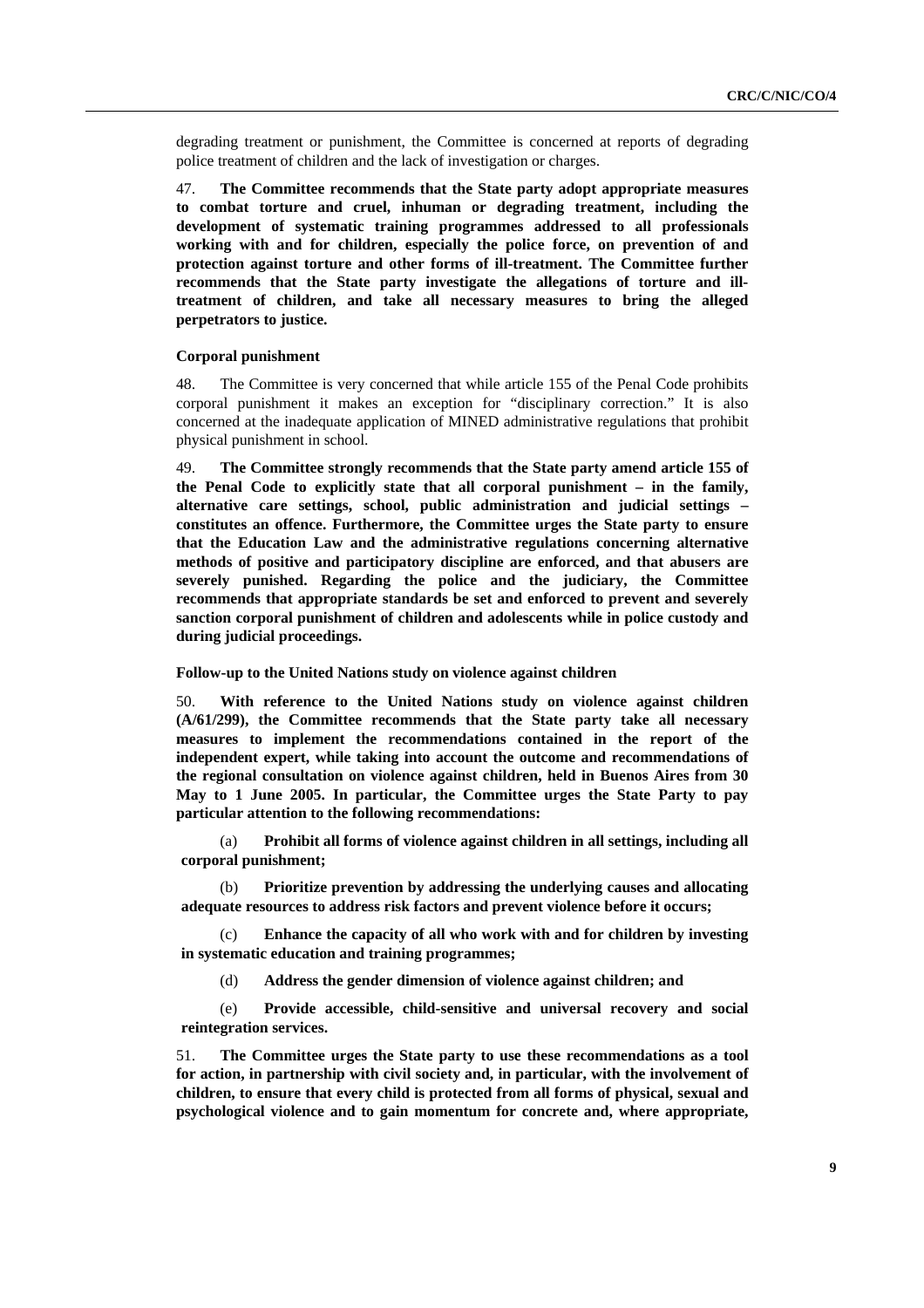degrading treatment or punishment, the Committee is concerned at reports of degrading police treatment of children and the lack of investigation or charges.

47. **The Committee recommends that the State party adopt appropriate measures to combat torture and cruel, inhuman or degrading treatment, including the development of systematic training programmes addressed to all professionals working with and for children, especially the police force, on prevention of and protection against torture and other forms of ill-treatment. The Committee further recommends that the State party investigate the allegations of torture and ill-treatment of children, and take all necessary measures to bring the alleged perpetrators to justice.**

#### Corporal punishment

48. The Committee is very concerned that while article 155 of the Penal Code prohibits corporal punishment it makes an exception for "disciplinary correction." It is also concerned at the inadequate application of MINED administrative regulations that prohibit physical punishment in school.

49. **The Committee strongly recommends that the State party amend article 155 of the Penal Code to explicitly state that all corporal punishment – in the family, alternative care settings, school, public administration and judicial settings – constitutes an offence. Furthermore, the Committee urges the State party to ensure that the Education Law and the administrative regulations concerning alternative methods of positive and participatory discipline are enforced, and that abusers are severely punished. Regarding the police and the judiciary, the Committee recommends that appropriate standards be set and enforced to prevent and severely sanction corporal punishment of children and adolescents while in police custody and during judicial proceedings.**

#### Follow-up to the United Nations study on violence against children

50. **With reference to the United Nations study on violence against children (A/61/299), the Committee recommends that the State party take all necessary measures to implement the recommendations contained in the report of the independent expert, while taking into account the outcome and recommendations of the regional consultation on violence against children, held in Buenos Aires from 30 May to 1 June 2005. In particular, the Committee urges the State Party to pay particular attention to the following recommendations:**

(a) **Prohibit all forms of violence against children in all settings, including all corporal punishment;**

(b) **Prioritize prevention by addressing the underlying causes and allocating adequate resources to address risk factors and prevent violence before it occurs;**

(c) **Enhance the capacity of all who work with and for children by investing in systematic education and training programmes;**

(d) **Address the gender dimension of violence against children; and**

(e) **Provide accessible, child-sensitive and universal recovery and social reintegration services.**

51. **The Committee urges the State party to use these recommendations as a tool for action, in partnership with civil society and, in particular, with the involvement of children, to ensure that every child is protected from all forms of physical, sexual and psychological violence and to gain momentum for concrete and, where appropriate,**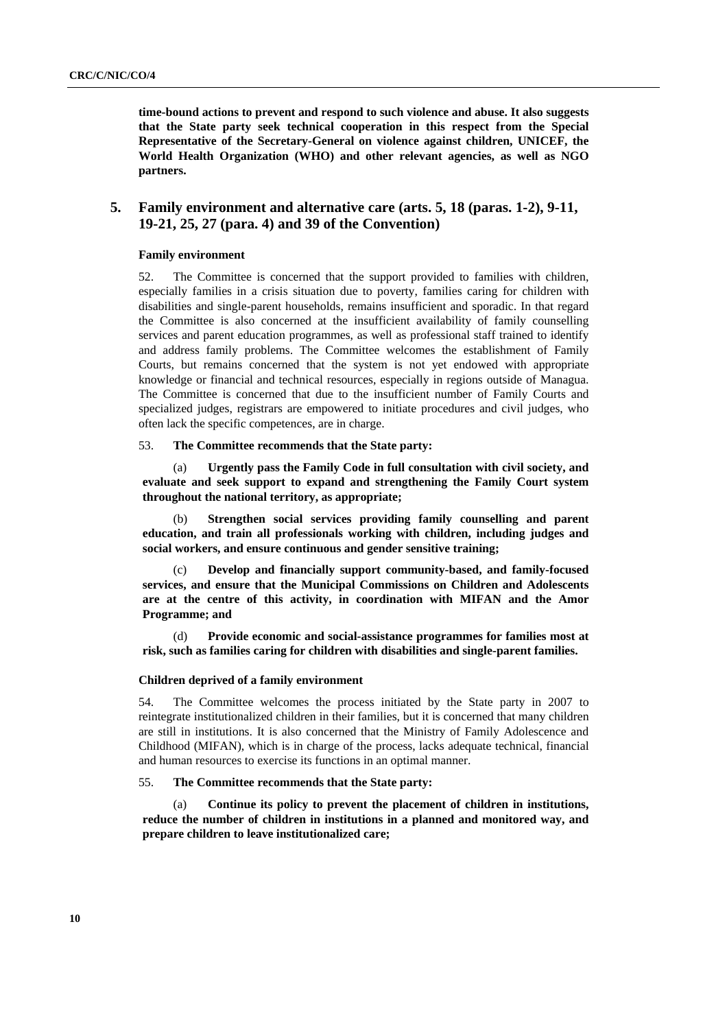**time-bound actions to prevent and respond to such violence and abuse. It also suggests that the State party seek technical cooperation in this respect from the Special Representative of the Secretary-General on violence against children, UNICEF, the World Health Organization (WHO) and other relevant agencies, as well as NGO partners.**

## 5. Family environment and alternative care (arts. 5, 18 (paras. 1-2), 9-11, 19-21, 25, 27 (para. 4) and 39 of the Convention)

### Family environment

52. The Committee is concerned that the support provided to families with children, especially families in a crisis situation due to poverty, families caring for children with disabilities and single-parent households, remains insufficient and sporadic. In that regard the Committee is also concerned at the insufficient availability of family counselling services and parent education programmes, as well as professional staff trained to identify and address family problems. The Committee welcomes the establishment of Family Courts, but remains concerned that the system is not yet endowed with appropriate knowledge or financial and technical resources, especially in regions outside of Managua. The Committee is concerned that due to the insufficient number of Family Courts and specialized judges, registrars are empowered to initiate procedures and civil judges, who often lack the specific competences, are in charge.

53. **The Committee recommends that the State party:**

(a) **Urgently pass the Family Code in full consultation with civil society, and evaluate and seek support to expand and strengthening the Family Court system throughout the national territory, as appropriate;**

(b) **Strengthen social services providing family counselling and parent education, and train all professionals working with children, including judges and social workers, and ensure continuous and gender sensitive training;**

(c) **Develop and financially support community-based, and family-focused services, and ensure that the Municipal Commissions on Children and Adolescents are at the centre of this activity, in coordination with MIFAN and the Amor Programme; and**

(d) **Provide economic and social-assistance programmes for families most at risk, such as families caring for children with disabilities and single-parent families.**

### Children deprived of a family environment

54. The Committee welcomes the process initiated by the State party in 2007 to reintegrate institutionalized children in their families, but it is concerned that many children are still in institutions. It is also concerned that the Ministry of Family Adolescence and Childhood (MIFAN), which is in charge of the process, lacks adequate technical, financial and human resources to exercise its functions in an optimal manner.

55. **The Committee recommends that the State party:**

(a) **Continue its policy to prevent the placement of children in institutions, reduce the number of children in institutions in a planned and monitored way, and prepare children to leave institutionalized care;**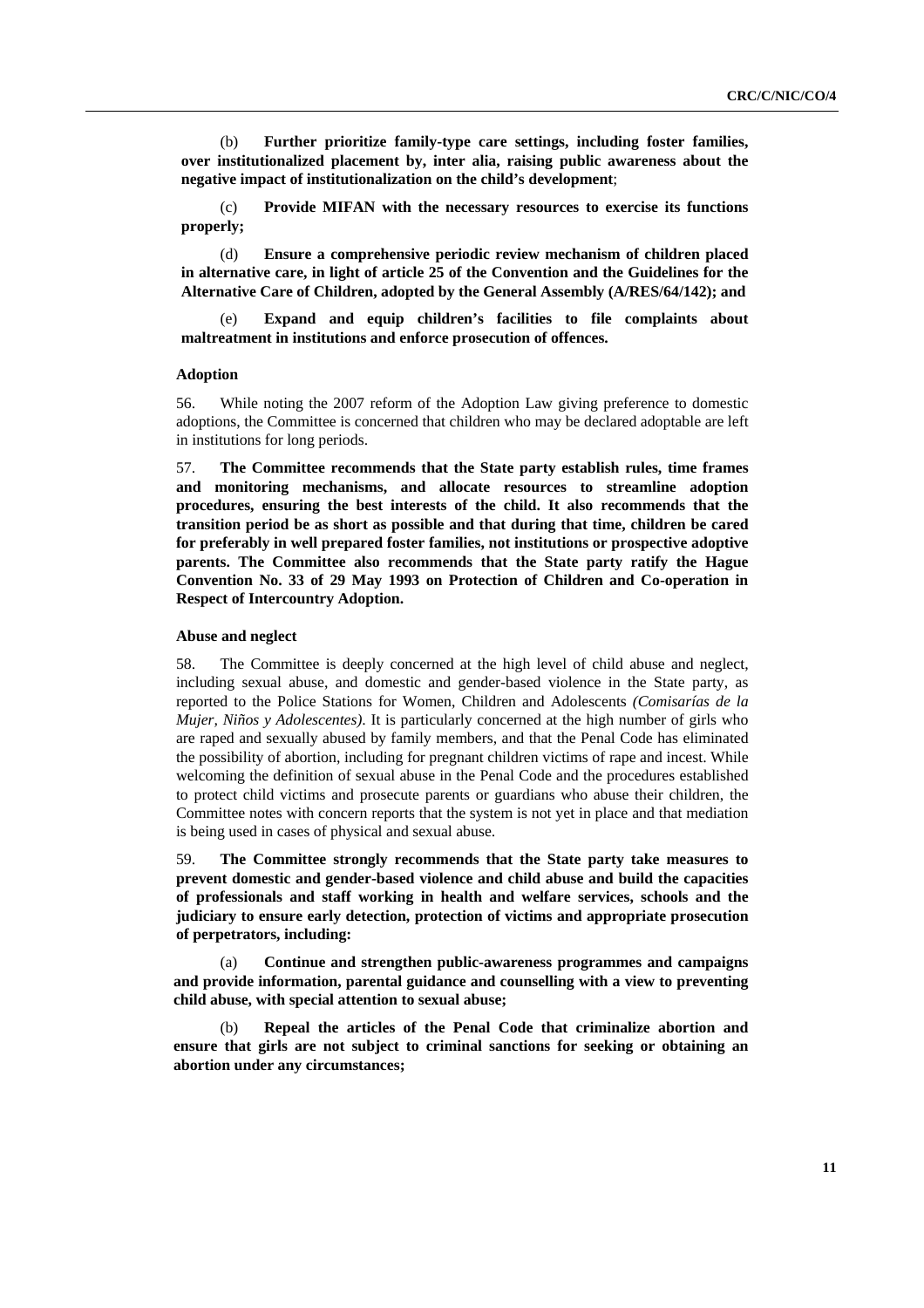(b) **Further prioritize family-type care settings, including foster families, over institutionalized placement by, inter alia, raising public awareness about the negative impact of institutionalization on the child's development**;

(c) **Provide MIFAN with the necessary resources to exercise its functions properly;**

(d) **Ensure a comprehensive periodic review mechanism of children placed in alternative care, in light of article 25 of the Convention and the Guidelines for the Alternative Care of Children, adopted by the General Assembly (A/RES/64/142); and**

(e) **Expand and equip children's facilities to file complaints about maltreatment in institutions and enforce prosecution of offences.**

#### Adoption

56. While noting the 2007 reform of the Adoption Law giving preference to domestic adoptions, the Committee is concerned that children who may be declared adoptable are left in institutions for long periods.

57. **The Committee recommends that the State party establish rules, time frames and monitoring mechanisms, and allocate resources to streamline adoption procedures, ensuring the best interests of the child. It also recommends that the transition period be as short as possible and that during that time, children be cared for preferably in well prepared foster families, not institutions or prospective adoptive parents. The Committee also recommends that the State party ratify the Hague Convention No. 33 of 29 May 1993 on Protection of Children and Co-operation in Respect of Intercountry Adoption.**

#### Abuse and neglect

58. The Committee is deeply concerned at the high level of child abuse and neglect, including sexual abuse, and domestic and gender-based violence in the State party, as reported to the Police Stations for Women, Children and Adolescents *(Comisarías de la Mujer, Niños y Adolescentes)*. It is particularly concerned at the high number of girls who are raped and sexually abused by family members, and that the Penal Code has eliminated the possibility of abortion, including for pregnant children victims of rape and incest. While welcoming the definition of sexual abuse in the Penal Code and the procedures established to protect child victims and prosecute parents or guardians who abuse their children, the Committee notes with concern reports that the system is not yet in place and that mediation is being used in cases of physical and sexual abuse.

59. **The Committee strongly recommends that the State party take measures to prevent domestic and gender-based violence and child abuse and build the capacities of professionals and staff working in health and welfare services, schools and the judiciary to ensure early detection, protection of victims and appropriate prosecution of perpetrators, including:**

(a) **Continue and strengthen public-awareness programmes and campaigns and provide information, parental guidance and counselling with a view to preventing child abuse, with special attention to sexual abuse;**

(b) **Repeal the articles of the Penal Code that criminalize abortion and ensure that girls are not subject to criminal sanctions for seeking or obtaining an abortion under any circumstances;**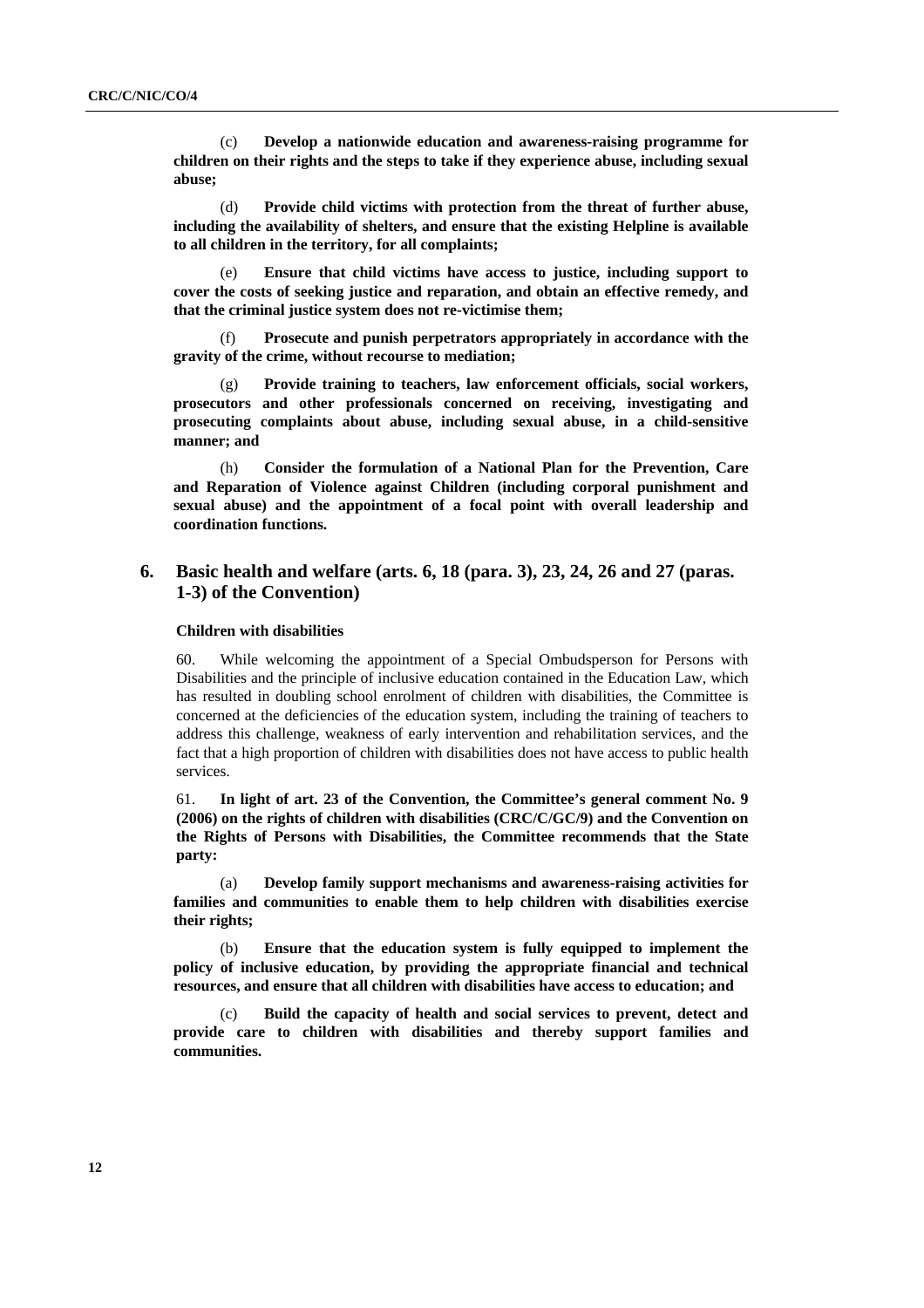(c) **Develop a nationwide education and awareness-raising programme for children on their rights and the steps to take if they experience abuse, including sexual abuse;**

(d) **Provide child victims with protection from the threat of further abuse, including the availability of shelters, and ensure that the existing Helpline is available to all children in the territory, for all complaints;**

(e) **Ensure that child victims have access to justice, including support to cover the costs of seeking justice and reparation, and obtain an effective remedy, and that the criminal justice system does not re-victimise them;**

(f) **Prosecute and punish perpetrators appropriately in accordance with the gravity of the crime, without recourse to mediation;**

(g) **Provide training to teachers, law enforcement officials, social workers, prosecutors and other professionals concerned on receiving, investigating and prosecuting complaints about abuse, including sexual abuse, in a child-sensitive manner; and**

(h) **Consider the formulation of a National Plan for the Prevention, Care and Reparation of Violence against Children (including corporal punishment and sexual abuse) and the appointment of a focal point with overall leadership and coordination functions.**

## 6. Basic health and welfare (arts. 6, 18 (para. 3), 23, 24, 26 and 27 (paras. 1-3) of the Convention)

### Children with disabilities

60. While welcoming the appointment of a Special Ombudsperson for Persons with Disabilities and the principle of inclusive education contained in the Education Law, which has resulted in doubling school enrolment of children with disabilities, the Committee is concerned at the deficiencies of the education system, including the training of teachers to address this challenge, weakness of early intervention and rehabilitation services, and the fact that a high proportion of children with disabilities does not have access to public health services.

61. **In light of art. 23 of the Convention, the Committee's general comment No. 9 (2006) on the rights of children with disabilities (CRC/C/GC/9) and the Convention on the Rights of Persons with Disabilities, the Committee recommends that the State party:**

(a) **Develop family support mechanisms and awareness-raising activities for families and communities to enable them to help children with disabilities exercise their rights;**

(b) **Ensure that the education system is fully equipped to implement the policy of inclusive education, by providing the appropriate financial and technical resources, and ensure that all children with disabilities have access to education; and**

(c) **Build the capacity of health and social services to prevent, detect and provide care to children with disabilities and thereby support families and communities.**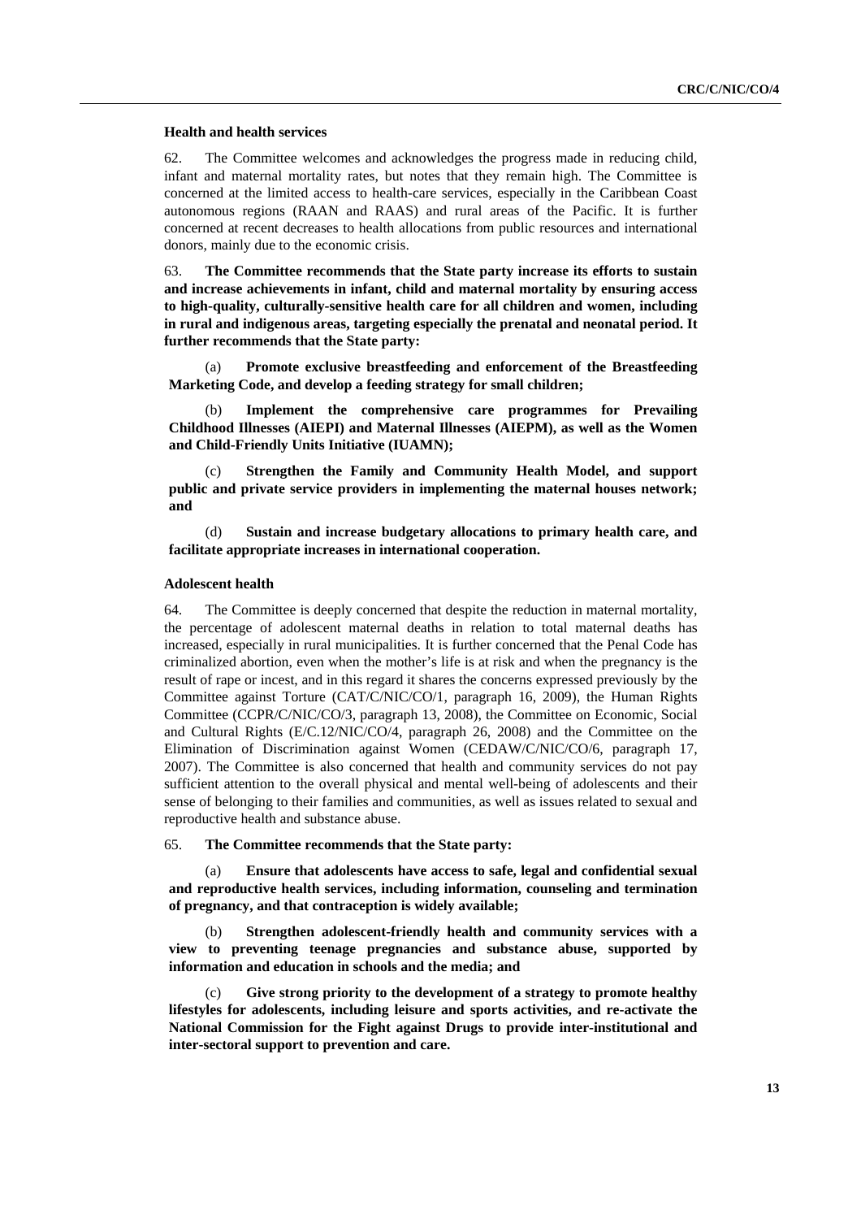### Health and health services

62. The Committee welcomes and acknowledges the progress made in reducing child, infant and maternal mortality rates, but notes that they remain high. The Committee is concerned at the limited access to health-care services, especially in the Caribbean Coast autonomous regions (RAAN and RAAS) and rural areas of the Pacific. It is further concerned at recent decreases to health allocations from public resources and international donors, mainly due to the economic crisis.

63. **The Committee recommends that the State party increase its efforts to sustain and increase achievements in infant, child and maternal mortality by ensuring access to high-quality, culturally-sensitive health care for all children and women, including in rural and indigenous areas, targeting especially the prenatal and neonatal period. It further recommends that the State party:**

(a) **Promote exclusive breastfeeding and enforcement of the Breastfeeding Marketing Code, and develop a feeding strategy for small children;**

(b) **Implement the comprehensive care programmes for Prevailing Childhood Illnesses (AIEPI) and Maternal Illnesses (AIEPM), as well as the Women and Child-Friendly Units Initiative (IUAMN);**

(c) **Strengthen the Family and Community Health Model, and support public and private service providers in implementing the maternal houses network; and**

(d) **Sustain and increase budgetary allocations to primary health care, and facilitate appropriate increases in international cooperation.**

### Adolescent health

64. The Committee is deeply concerned that despite the reduction in maternal mortality, the percentage of adolescent maternal deaths in relation to total maternal deaths has increased, especially in rural municipalities. It is further concerned that the Penal Code has criminalized abortion, even when the mother's life is at risk and when the pregnancy is the result of rape or incest, and in this regard it shares the concerns expressed previously by the Committee against Torture (CAT/C/NIC/CO/1, paragraph 16, 2009), the Human Rights Committee (CCPR/C/NIC/CO/3, paragraph 13, 2008), the Committee on Economic, Social and Cultural Rights (E/C.12/NIC/CO/4, paragraph 26, 2008) and the Committee on the Elimination of Discrimination against Women (CEDAW/C/NIC/CO/6, paragraph 17, 2007). The Committee is also concerned that health and community services do not pay sufficient attention to the overall physical and mental well-being of adolescents and their sense of belonging to their families and communities, as well as issues related to sexual and reproductive health and substance abuse.

65. **The Committee recommends that the State party:**

(a) **Ensure that adolescents have access to safe, legal and confidential sexual and reproductive health services, including information, counseling and termination of pregnancy, and that contraception is widely available;**

(b) **Strengthen adolescent-friendly health and community services with a view to preventing teenage pregnancies and substance abuse, supported by information and education in schools and the media; and**

(c) **Give strong priority to the development of a strategy to promote healthy lifestyles for adolescents, including leisure and sports activities, and re-activate the National Commission for the Fight against Drugs to provide inter-institutional and inter-sectoral support to prevention and care.**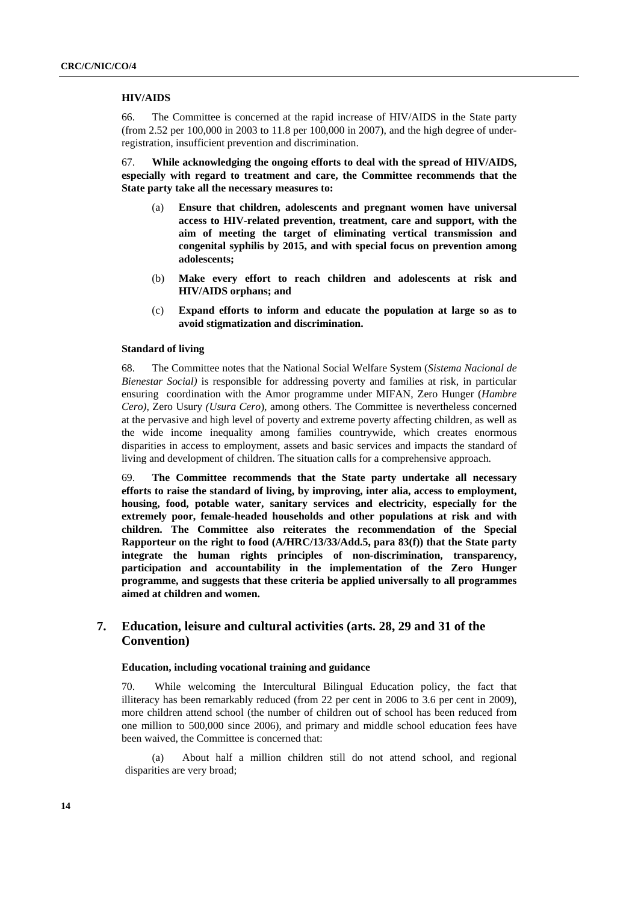#### HIV/AIDS

66. The Committee is concerned at the rapid increase of HIV/AIDS in the State party (from 2.52 per 100,000 in 2003 to 11.8 per 100,000 in 2007), and the high degree of under-registration, insufficient prevention and discrimination.

67. **While acknowledging the ongoing efforts to deal with the spread of HIV/AIDS, especially with regard to treatment and care, the Committee recommends that the State party take all the necessary measures to:**

(a) **Ensure that children, adolescents and pregnant women have universal access to HIV-related prevention, treatment, care and support, with the aim of meeting the target of eliminating vertical transmission and congenital syphilis by 2015, and with special focus on prevention among adolescents;**

(b) **Make every effort to reach children and adolescents at risk and HIV/AIDS orphans; and**

(c) **Expand efforts to inform and educate the population at large so as to avoid stigmatization and discrimination.**

#### Standard of living

68. The Committee notes that the National Social Welfare System (*Sistema Nacional de Bienestar Social)* is responsible for addressing poverty and families at risk, in particular ensuring coordination with the Amor programme under MIFAN, Zero Hunger (*Hambre Cero)*, Zero Usury *(Usura Cero*), among others. The Committee is nevertheless concerned at the pervasive and high level of poverty and extreme poverty affecting children, as well as the wide income inequality among families countrywide, which creates enormous disparities in access to employment, assets and basic services and impacts the standard of living and development of children. The situation calls for a comprehensive approach.

69. **The Committee recommends that the State party undertake all necessary efforts to raise the standard of living, by improving, inter alia, access to employment, housing, food, potable water, sanitary services and electricity, especially for the extremely poor, female-headed households and other populations at risk and with children. The Committee also reiterates the recommendation of the Special Rapporteur on the right to food (A/HRC/13/33/Add.5, para 83(f)) that the State party integrate the human rights principles of non-discrimination, transparency, participation and accountability in the implementation of the Zero Hunger programme, and suggests that these criteria be applied universally to all programmes aimed at children and women.**

## 7. Education, leisure and cultural activities (arts. 28, 29 and 31 of the Convention)

#### Education, including vocational training and guidance

70. While welcoming the Intercultural Bilingual Education policy, the fact that illiteracy has been remarkably reduced (from 22 per cent in 2006 to 3.6 per cent in 2009), more children attend school (the number of children out of school has been reduced from one million to 500,000 since 2006), and primary and middle school education fees have been waived, the Committee is concerned that:

(a) About half a million children still do not attend school, and regional disparities are very broad;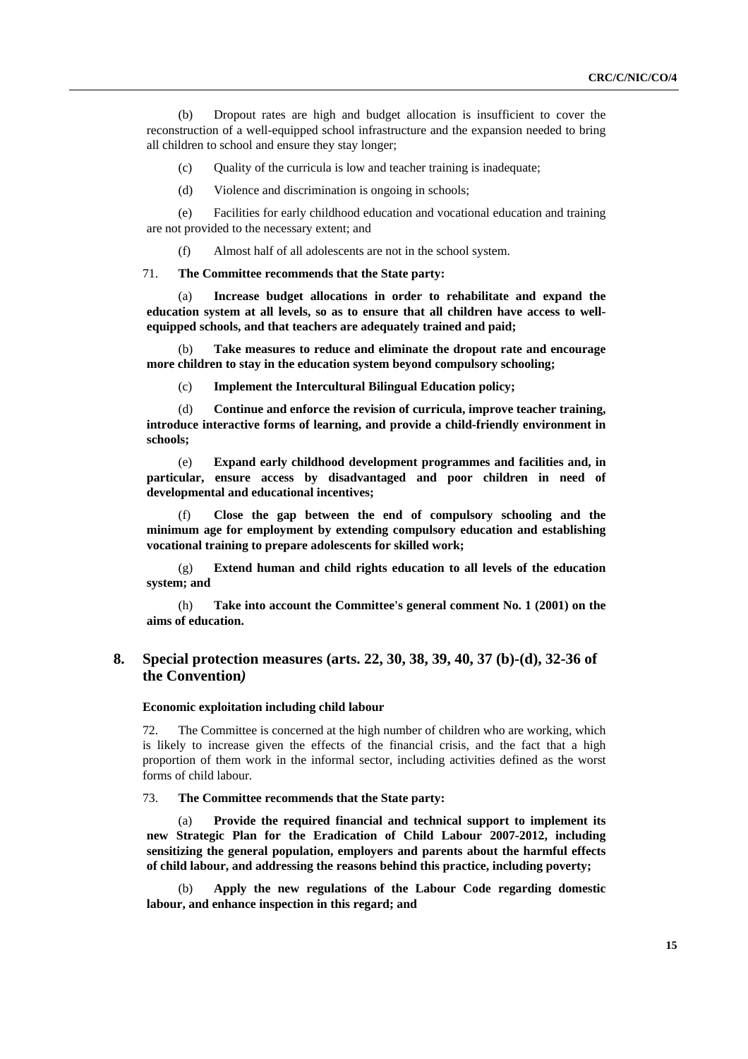(b) Dropout rates are high and budget allocation is insufficient to cover the reconstruction of a well-equipped school infrastructure and the expansion needed to bring all children to school and ensure they stay longer;

(c) Quality of the curricula is low and teacher training is inadequate;

(d) Violence and discrimination is ongoing in schools;

(e) Facilities for early childhood education and vocational education and training are not provided to the necessary extent; and

(f) Almost half of all adolescents are not in the school system.

71. **The Committee recommends that the State party:**

(a) **Increase budget allocations in order to rehabilitate and expand the education system at all levels, so as to ensure that all children have access to well-equipped schools, and that teachers are adequately trained and paid;**

(b) **Take measures to reduce and eliminate the dropout rate and encourage more children to stay in the education system beyond compulsory schooling;**

(c) **Implement the Intercultural Bilingual Education policy;**

(d) **Continue and enforce the revision of curricula, improve teacher training, introduce interactive forms of learning, and provide a child-friendly environment in schools;**

(e) **Expand early childhood development programmes and facilities and, in particular, ensure access by disadvantaged and poor children in need of developmental and educational incentives;**

(f) **Close the gap between the end of compulsory schooling and the minimum age for employment by extending compulsory education and establishing vocational training to prepare adolescents for skilled work;**

(g) **Extend human and child rights education to all levels of the education system; and**

(h) **Take into account the Committee's general comment No. 1 (2001) on the aims of education.**

## 8. Special protection measures (arts. 22, 30, 38, 39, 40, 37 (b)-(d), 32-36 of the Convention*)*

#### Economic exploitation including child labour

72. The Committee is concerned at the high number of children who are working, which is likely to increase given the effects of the financial crisis, and the fact that a high proportion of them work in the informal sector, including activities defined as the worst forms of child labour.

73. **The Committee recommends that the State party:**

(a) **Provide the required financial and technical support to implement its new Strategic Plan for the Eradication of Child Labour 2007-2012, including sensitizing the general population, employers and parents about the harmful effects of child labour, and addressing the reasons behind this practice, including poverty;**

(b) **Apply the new regulations of the Labour Code regarding domestic labour, and enhance inspection in this regard; and**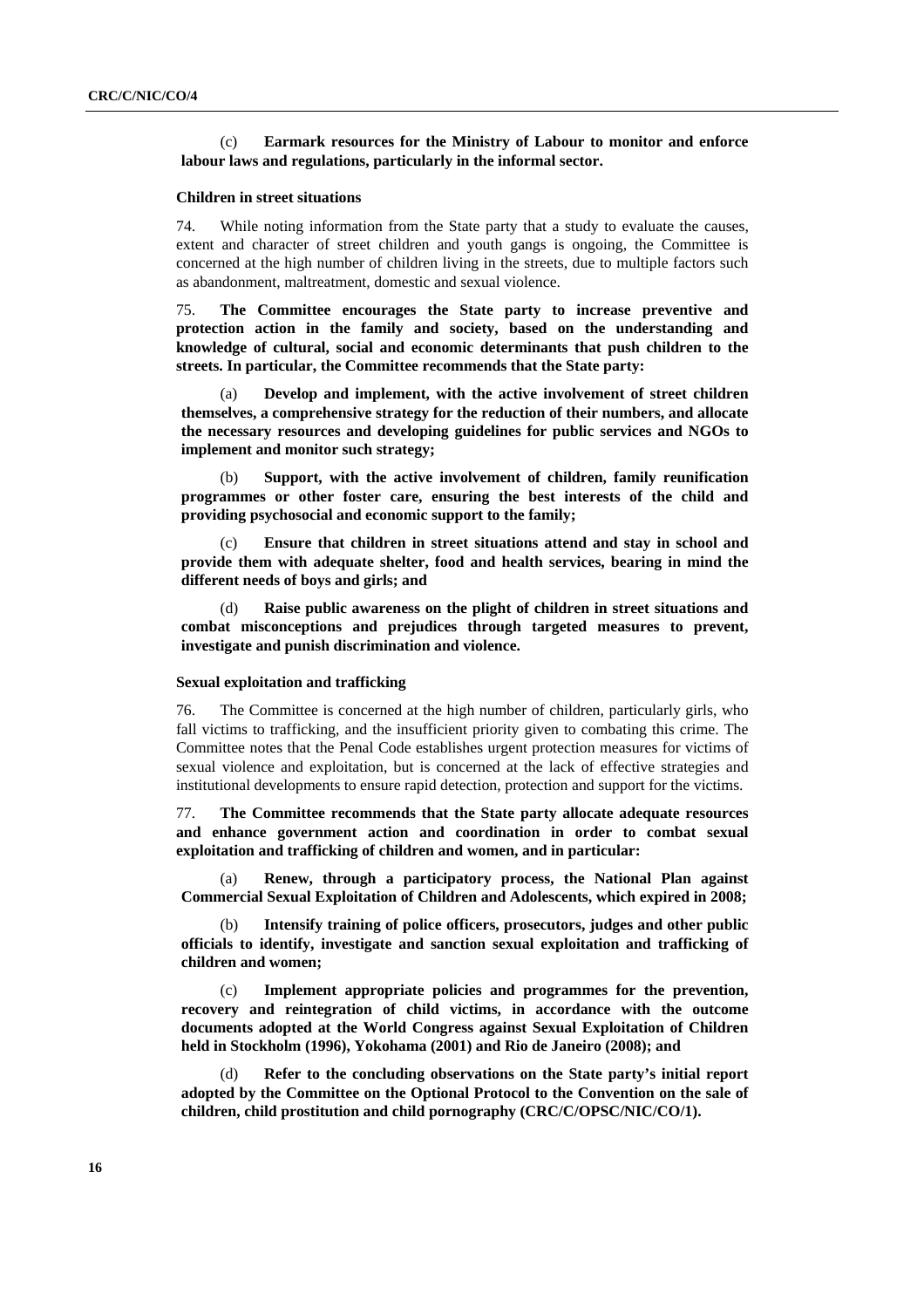(c) **Earmark resources for the Ministry of Labour to monitor and enforce labour laws and regulations, particularly in the informal sector.**

### Children in street situations

74. While noting information from the State party that a study to evaluate the causes, extent and character of street children and youth gangs is ongoing, the Committee is concerned at the high number of children living in the streets, due to multiple factors such as abandonment, maltreatment, domestic and sexual violence.

75. **The Committee encourages the State party to increase preventive and protection action in the family and society, based on the understanding and knowledge of cultural, social and economic determinants that push children to the streets. In particular, the Committee recommends that the State party:**

(a) **Develop and implement, with the active involvement of street children themselves, a comprehensive strategy for the reduction of their numbers, and allocate the necessary resources and developing guidelines for public services and NGOs to implement and monitor such strategy;**

(b) **Support, with the active involvement of children, family reunification programmes or other foster care, ensuring the best interests of the child and providing psychosocial and economic support to the family;**

(c) **Ensure that children in street situations attend and stay in school and provide them with adequate shelter, food and health services, bearing in mind the different needs of boys and girls; and**

(d) **Raise public awareness on the plight of children in street situations and combat misconceptions and prejudices through targeted measures to prevent, investigate and punish discrimination and violence.**

### Sexual exploitation and trafficking

76. The Committee is concerned at the high number of children, particularly girls, who fall victims to trafficking, and the insufficient priority given to combating this crime. The Committee notes that the Penal Code establishes urgent protection measures for victims of sexual violence and exploitation, but is concerned at the lack of effective strategies and institutional developments to ensure rapid detection, protection and support for the victims.

77. **The Committee recommends that the State party allocate adequate resources and enhance government action and coordination in order to combat sexual exploitation and trafficking of children and women, and in particular:**

(a) **Renew, through a participatory process, the National Plan against Commercial Sexual Exploitation of Children and Adolescents, which expired in 2008;**

(b) **Intensify training of police officers, prosecutors, judges and other public officials to identify, investigate and sanction sexual exploitation and trafficking of children and women;**

(c) **Implement appropriate policies and programmes for the prevention, recovery and reintegration of child victims, in accordance with the outcome documents adopted at the World Congress against Sexual Exploitation of Children held in Stockholm (1996), Yokohama (2001) and Rio de Janeiro (2008); and**

(d) **Refer to the concluding observations on the State party's initial report adopted by the Committee on the Optional Protocol to the Convention on the sale of children, child prostitution and child pornography (CRC/C/OPSC/NIC/CO/1).**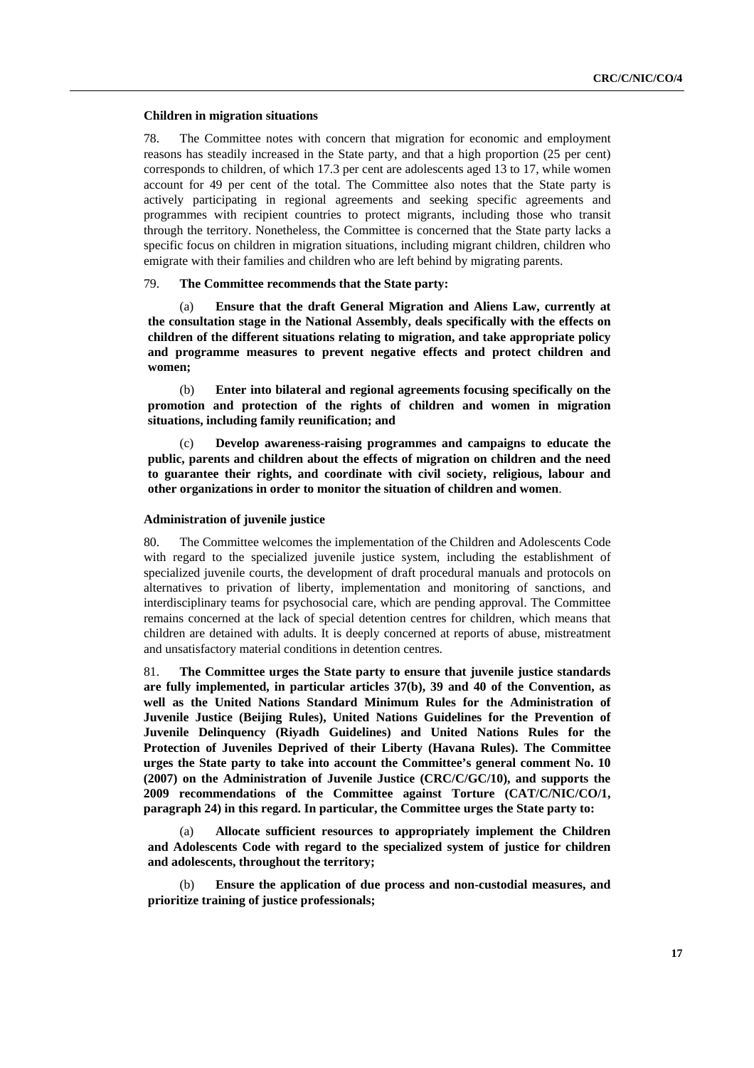#### Children in migration situations

78. The Committee notes with concern that migration for economic and employment reasons has steadily increased in the State party, and that a high proportion (25 per cent) corresponds to children, of which 17.3 per cent are adolescents aged 13 to 17, while women account for 49 per cent of the total. The Committee also notes that the State party is actively participating in regional agreements and seeking specific agreements and programmes with recipient countries to protect migrants, including those who transit through the territory. Nonetheless, the Committee is concerned that the State party lacks a specific focus on children in migration situations, including migrant children, children who emigrate with their families and children who are left behind by migrating parents.

79. **The Committee recommends that the State party:**

(a) **Ensure that the draft General Migration and Aliens Law, currently at the consultation stage in the National Assembly, deals specifically with the effects on children of the different situations relating to migration, and take appropriate policy and programme measures to prevent negative effects and protect children and women;**

(b) **Enter into bilateral and regional agreements focusing specifically on the promotion and protection of the rights of children and women in migration situations, including family reunification; and**

(c) **Develop awareness-raising programmes and campaigns to educate the public, parents and children about the effects of migration on children and the need to guarantee their rights, and coordinate with civil society, religious, labour and other organizations in order to monitor the situation of children and women**.

#### Administration of juvenile justice

80. The Committee welcomes the implementation of the Children and Adolescents Code with regard to the specialized juvenile justice system, including the establishment of specialized juvenile courts, the development of draft procedural manuals and protocols on alternatives to privation of liberty, implementation and monitoring of sanctions, and interdisciplinary teams for psychosocial care, which are pending approval. The Committee remains concerned at the lack of special detention centres for children, which means that children are detained with adults. It is deeply concerned at reports of abuse, mistreatment and unsatisfactory material conditions in detention centres.

81. **The Committee urges the State party to ensure that juvenile justice standards are fully implemented, in particular articles 37(b), 39 and 40 of the Convention, as well as the United Nations Standard Minimum Rules for the Administration of Juvenile Justice (Beijing Rules), United Nations Guidelines for the Prevention of Juvenile Delinquency (Riyadh Guidelines) and United Nations Rules for the Protection of Juveniles Deprived of their Liberty (Havana Rules). The Committee urges the State party to take into account the Committee's general comment No. 10 (2007) on the Administration of Juvenile Justice (CRC/C/GC/10), and supports the 2009 recommendations of the Committee against Torture (CAT/C/NIC/CO/1, paragraph 24) in this regard. In particular, the Committee urges the State party to:**

(a) **Allocate sufficient resources to appropriately implement the Children and Adolescents Code with regard to the specialized system of justice for children and adolescents, throughout the territory;**

(b) **Ensure the application of due process and non-custodial measures, and prioritize training of justice professionals;**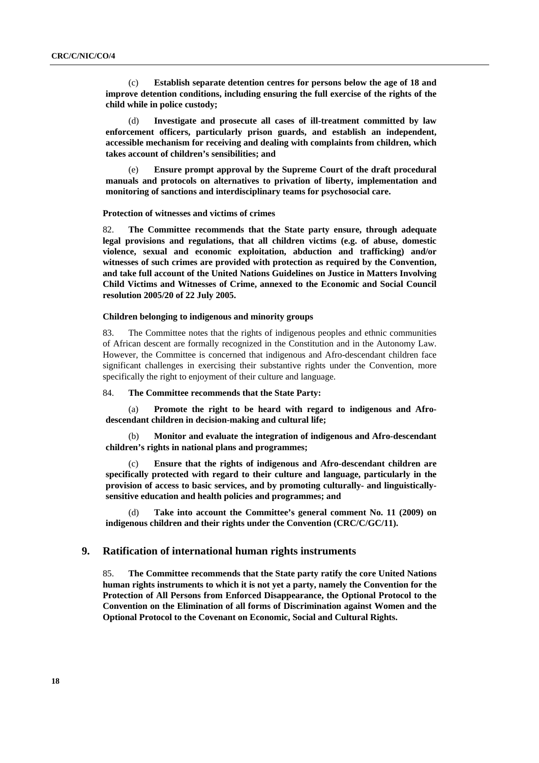(c) **Establish separate detention centres for persons below the age of 18 and improve detention conditions, including ensuring the full exercise of the rights of the child while in police custody;**

(d) **Investigate and prosecute all cases of ill-treatment committed by law enforcement officers, particularly prison guards, and establish an independent, accessible mechanism for receiving and dealing with complaints from children, which takes account of children's sensibilities; and**

(e) **Ensure prompt approval by the Supreme Court of the draft procedural manuals and protocols on alternatives to privation of liberty, implementation and monitoring of sanctions and interdisciplinary teams for psychosocial care.**

#### Protection of witnesses and victims of crimes

82. **The Committee recommends that the State party ensure, through adequate legal provisions and regulations, that all children victims (e.g. of abuse, domestic violence, sexual and economic exploitation, abduction and trafficking) and/or witnesses of such crimes are provided with protection as required by the Convention, and take full account of the United Nations Guidelines on Justice in Matters Involving Child Victims and Witnesses of Crime, annexed to the Economic and Social Council resolution 2005/20 of 22 July 2005.**

#### Children belonging to indigenous and minority groups

83. The Committee notes that the rights of indigenous peoples and ethnic communities of African descent are formally recognized in the Constitution and in the Autonomy Law. However, the Committee is concerned that indigenous and Afro-descendant children face significant challenges in exercising their substantive rights under the Convention, more specifically the right to enjoyment of their culture and language.

84. **The Committee recommends that the State Party:**

(a) **Promote the right to be heard with regard to indigenous and Afro-descendant children in decision-making and cultural life;**

(b) **Monitor and evaluate the integration of indigenous and Afro-descendant children's rights in national plans and programmes;**

(c) **Ensure that the rights of indigenous and Afro-descendant children are specifically protected with regard to their culture and language, particularly in the provision of access to basic services, and by promoting culturally- and linguistically-sensitive education and health policies and programmes; and**

(d) **Take into account the Committee's general comment No. 11 (2009) on indigenous children and their rights under the Convention (CRC/C/GC/11).**

## 9. Ratification of international human rights instruments

85. **The Committee recommends that the State party ratify the core United Nations human rights instruments to which it is not yet a party, namely the Convention for the Protection of All Persons from Enforced Disappearance, the Optional Protocol to the Convention on the Elimination of all forms of Discrimination against Women and the Optional Protocol to the Covenant on Economic, Social and Cultural Rights.**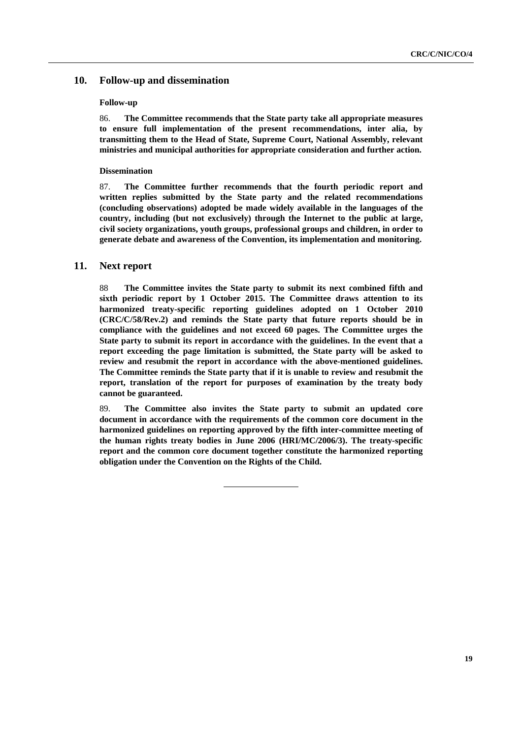## 10. Follow-up and dissemination

**Follow-up**

86. **The Committee recommends that the State party take all appropriate measures to ensure full implementation of the present recommendations, inter alia, by transmitting them to the Head of State, Supreme Court, National Assembly, relevant ministries and municipal authorities for appropriate consideration and further action.**

**Dissemination**

87. **The Committee further recommends that the fourth periodic report and written replies submitted by the State party and the related recommendations (concluding observations) adopted be made widely available in the languages of the country, including (but not exclusively) through the Internet to the public at large, civil society organizations, youth groups, professional groups and children, in order to generate debate and awareness of the Convention, its implementation and monitoring.**

## 11. Next report

88 **The Committee invites the State party to submit its next combined fifth and sixth periodic report by 1 October 2015. The Committee draws attention to its harmonized treaty-specific reporting guidelines adopted on 1 October 2010 (CRC/C/58/Rev.2) and reminds the State party that future reports should be in compliance with the guidelines and not exceed 60 pages. The Committee urges the State party to submit its report in accordance with the guidelines. In the event that a report exceeding the page limitation is submitted, the State party will be asked to review and resubmit the report in accordance with the above-mentioned guidelines. The Committee reminds the State party that if it is unable to review and resubmit the report, translation of the report for purposes of examination by the treaty body cannot be guaranteed.**

89. **The Committee also invites the State party to submit an updated core document in accordance with the requirements of the common core document in the harmonized guidelines on reporting approved by the fifth inter-committee meeting of the human rights treaty bodies in June 2006 (HRI/MC/2006/3). The treaty-specific report and the common core document together constitute the harmonized reporting obligation under the Convention on the Rights of the Child.**